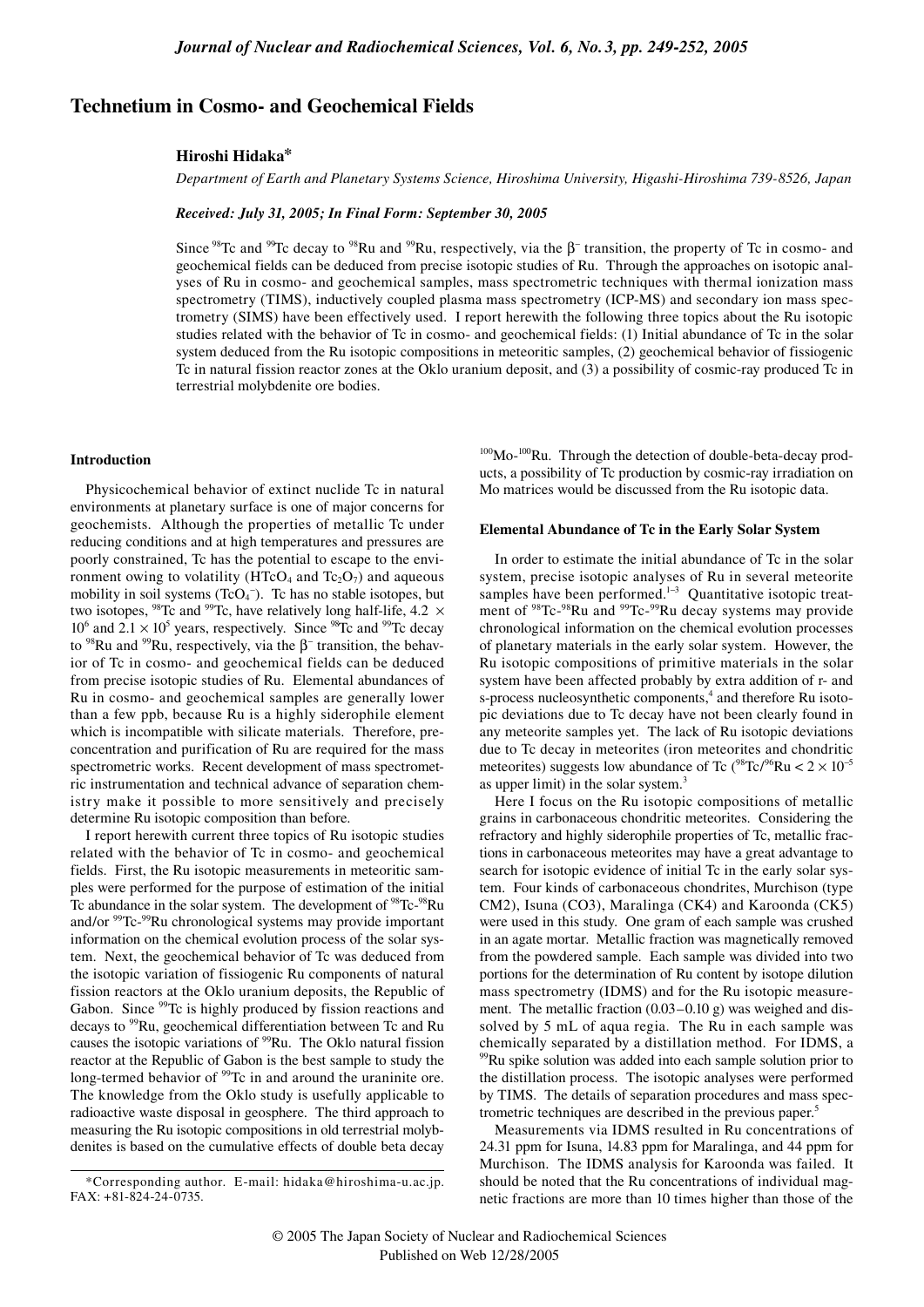# Technetium in Cosmo- and Geochemical Fields

**Hiroshi Hidaka***

*Department of Earth and Planetary Systems Science, Hiroshima University, Higashi-Hiroshima 739-8526, Japan*

***Received: July 31, 2005; In Final Form: September 30, 2005***

Since $^{98}$Tc and $^{99}$Tc decay to $^{98}$Ru and $^{99}$Ru, respectively, via the $\beta^-$ transition, the property of Tc in cosmo- and geochemical fields can be deduced from precise isotopic studies of Ru. Through the approaches on isotopic analyses of Ru in cosmo- and geochemical samples, mass spectrometric techniques with thermal ionization mass spectrometry (TIMS), inductively coupled plasma mass spectrometry (ICP-MS) and secondary ion mass spectrometry (SIMS) have been effectively used. I report herewith the following three topics about the Ru isotopic studies related with the behavior of Tc in cosmo- and geochemical fields: (1) Initial abundance of Tc in the solar system deduced from the Ru isotopic compositions in meteoritic samples, (2) geochemical behavior of fissiogenic Tc in natural fission reactor zones at the Oklo uranium deposit, and (3) a possibility of cosmic-ray produced Tc in terrestrial molybdenite ore bodies.

### Introduction

Physicochemical behavior of extinct nuclide Tc in natural environments at planetary surface is one of major concerns for geochemists. Although the properties of metallic Tc under reducing conditions and at high temperatures and pressures are poorly constrained, Tc has the potential to escape to the environment owing to volatility ($HTcO_4$ and $Tc_2O_7$) and aqueous mobility in soil systems ($TcO_4^-$). Tc has no stable isotopes, but two isotopes, $^{98}$Tc and $^{99}$Tc, have relatively long half-life, $4.2 \times 10^6$ and $2.1 \times 10^5$ years, respectively. Since $^{98}$Tc and $^{99}$Tc decay to $^{98}$Ru and $^{99}$Ru, respectively, via the $\beta^-$ transition, the behavior of Tc in cosmo- and geochemical fields can be deduced from precise isotopic studies of Ru. Elemental abundances of Ru in cosmo- and geochemical samples are generally lower than a few ppb, because Ru is a highly siderophile element which is incompatible with silicate materials. Therefore, preconcentration and purification of Ru are required for the mass spectrometric works. Recent development of mass spectrometric instrumentation and technical advance of separation chemistry make it possible to more sensitively and precisely determine Ru isotopic composition than before.

I report herewith current three topics of Ru isotopic studies related with the behavior of Tc in cosmo- and geochemical fields. First, the Ru isotopic measurements in meteoritic samples were performed for the purpose of estimation of the initial Tc abundance in the solar system. The development of $^{98}$Tc-$^{98}$Ru and/or $^{99}$Tc-$^{99}$Ru chronological systems may provide important information on the chemical evolution process of the solar system. Next, the geochemical behavior of Tc was deduced from the isotopic variation of fissiogenic Ru components of natural fission reactors at the Oklo uranium deposits, the Republic of Gabon. Since $^{99}$Tc is highly produced by fission reactions and decays to $^{99}$Ru, geochemical differentiation between Tc and Ru causes the isotopic variations of $^{99}$Ru. The Oklo natural fission reactor at the Republic of Gabon is the best sample to study the long-termed behavior of $^{99}$Tc in and around the uraninite ore. The knowledge from the Oklo study is usefully applicable to radioactive waste disposal in geosphere. The third approach to measuring the Ru isotopic compositions in old terrestrial molybdenites is based on the cumulative effects of double beta decay $^{100}$Mo-$^{100}$Ru. Through the detection of double-beta-decay products, a possibility of Tc production by cosmic-ray irradiation on Mo matrices would be discussed from the Ru isotopic data.

*Corresponding author. E-mail: hidaka@hiroshima-u.ac.jp. FAX: +81-824-24-0735.

### Elemental Abundance of Tc in the Early Solar System

In order to estimate the initial abundance of Tc in the solar system, precise isotopic analyses of Ru in several meteorite samples have been performed.[1–3] Quantitative isotopic treatment of $^{98}$Tc-$^{98}$Ru and $^{99}$Tc-$^{99}$Ru decay systems may provide chronological information on the chemical evolution processes of planetary materials in the early solar system. However, the Ru isotopic compositions of primitive materials in the solar system have been affected probably by extra addition of r- and s-process nucleosynthetic components,[4] and therefore Ru isotopic deviations due to Tc decay have not been clearly found in any meteorite samples yet. The lack of Ru isotopic deviations due to Tc decay in meteorites (iron meteorites and chondritic meteorites) suggests low abundance of Tc ($^{98}$Tc/$^{96}$Ru $< 2 \times 10^{-5}$ as upper limit) in the solar system.[3]

Here I focus on the Ru isotopic compositions of metallic grains in carbonaceous chondritic meteorites. Considering the refractory and highly siderophile properties of Tc, metallic fractions in carbonaceous meteorites may have a great advantage to search for isotopic evidence of initial Tc in the early solar system. Four kinds of carbonaceous chondrites, Murchison (type CM2), Isuna (CO3), Maralinga (CK4) and Karoonda (CK5) were used in this study. One gram of each sample was crushed in an agate mortar. Metallic fraction was magnetically removed from the powdered sample. Each sample was divided into two portions for the determination of Ru content by isotope dilution mass spectrometry (IDMS) and for the Ru isotopic measurement. The metallic fraction (0.03–0.10 g) was weighed and dissolved by 5 mL of aqua regia. The Ru in each sample was chemically separated by a distillation method. For IDMS, a $^{99}$Ru spike solution was added into each sample solution prior to the distillation process. The isotopic analyses were performed by TIMS. The details of separation procedures and mass spectrometric techniques are described in the previous paper.[5]

Measurements via IDMS resulted in Ru concentrations of 24.31 ppm for Isuna, 14.83 ppm for Maralinga, and 44 ppm for Murchison. The IDMS analysis for Karoonda was failed. It should be noted that the Ru concentrations of individual magnetic fractions are more than 10 times higher than those of the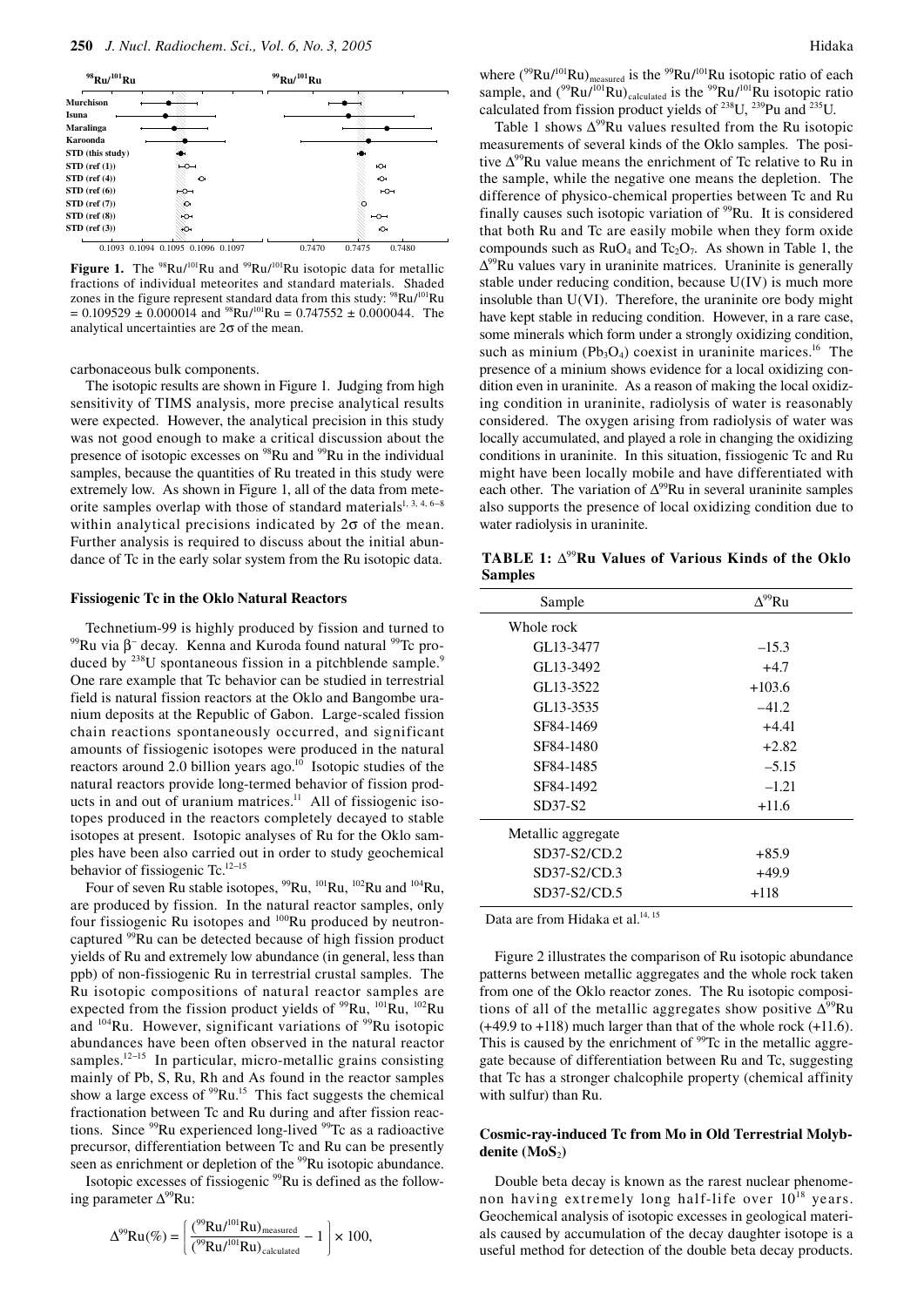**Figure 1.** The $^{98}Ru/^{101}Ru$ and $^{99}Ru/^{101}Ru$ isotopic data for metallic fractions of individual meteorites and standard materials. Shaded zones in the figure represent standard data from this study: $^{98}Ru/^{101}Ru = 0.109529 \pm 0.000014$ and $^{98}Ru/^{101}Ru = 0.747552 \pm 0.000044$. The analytical uncertainties are 2σ of the mean.

carbonaceous bulk components.

The isotopic results are shown in Figure 1. Judging from high sensitivity of TIMS analysis, more precise analytical results were expected. However, the analytical precision in this study was not good enough to make a critical discussion about the presence of isotopic excesses on $^{98}$Ru and $^{99}$Ru in the individual samples, because the quantities of Ru treated in this study were extremely low. As shown in Figure 1, all of the data from meteorite samples overlap with those of standard materials[1, 3, 4, 6–8] within analytical precisions indicated by 2σ of the mean. Further analysis is required to discuss about the initial abundance of Tc in the early solar system from the Ru isotopic data.

### Fissiogenic Tc in the Oklo Natural Reactors

Technetium-99 is highly produced by fission and turned to $^{99}$Ru via $\beta^-$ decay. Kenna and Kuroda found natural $^{99}$Tc produced by $^{238}$U spontaneous fission in a pitchblende sample.[9] One rare example that Tc behavior can be studied in terrestrial field is natural fission reactors at the Oklo and Bangombe uranium deposits at the Republic of Gabon. Large-scaled fission chain reactions spontaneously occurred, and significant amounts of fissiogenic isotopes were produced in the natural reactors around 2.0 billion years ago.[10] Isotopic studies of the natural reactors provide long-termed behavior of fission products in and out of uranium matrices.[11] All of fissiogenic isotopes produced in the reactors completely decayed to stable isotopes at present. Isotopic analyses of Ru for the Oklo samples have been also carried out in order to study geochemical behavior of fissiogenic Tc.[12–15]

Four of seven Ru stable isotopes, $^{99}$Ru, $^{101}$Ru, $^{102}$Ru and $^{104}$Ru, are produced by fission. In the natural reactor samples, only four fissiogenic Ru isotopes and $^{100}$Ru produced by neutron-captured $^{99}$Ru can be detected because of high fission product yields of Ru and extremely low abundance (in general, less than ppb) of non-fissiogenic Ru in terrestrial crustal samples. The Ru isotopic compositions of natural reactor samples are expected from the fission product yields of $^{99}$Ru, $^{101}$Ru, $^{102}$Ru and $^{104}$Ru. However, significant variations of $^{99}$Ru isotopic abundances have been often observed in the natural reactor samples.[12–15] In particular, micro-metallic grains consisting mainly of Pb, S, Ru, Rh and As found in the reactor samples show a large excess of $^{99}$Ru.[15] This fact suggests the chemical fractionation between Tc and Ru during and after fission reactions. Since $^{99}$Ru experienced long-lived $^{99}$Tc as a radioactive precursor, differentiation between Tc and Ru can be presently seen as enrichment or depletion of the $^{99}$Ru isotopic abundance.

Isotopic excesses of fissiogenic $^{99}$Ru is defined as the following parameter $\Delta^{99}$Ru:

$$\Delta^{99}\text{Ru}(\%) = \left[ \frac{(^{99}\text{Ru}/^{101}\text{Ru})_{\text{measured}}}{(^{99}\text{Ru}/^{101}\text{Ru})_{\text{calculated}}} - 1 \right] \times 100,$$

where $(^{99}Ru/^{101}Ru)_{measured}$ is the $^{99}Ru/^{101}Ru$ isotopic ratio of each sample, and $(^{99}Ru/^{101}Ru)_{calculated}$ is the $^{99}Ru/^{101}Ru$ isotopic ratio calculated from fission product yields of $^{238}$U, $^{239}$Pu and $^{235}$U.

Table 1 shows $\Delta^{99}$Ru values resulted from the Ru isotopic measurements of several kinds of the Oklo samples. The positive $\Delta^{99}$Ru value means the enrichment of Tc relative to Ru in the sample, while the negative one means the depletion. The difference of physico-chemical properties between Tc and Ru finally causes such isotopic variation of $^{99}$Ru. It is considered that both Ru and Tc are easily mobile when they form oxide compounds such as $RuO_4$ and $Tc_2O_7$. As shown in Table 1, the $\Delta^{99}$Ru values vary in uraninite matrices. Uraninite is generally stable under reducing condition, because U(IV) is much more insoluble than U(VI). Therefore, the uraninite ore body might have kept stable in reducing condition. However, in a rare case, some minerals which form under a strongly oxidizing condition, such as minium ($Pb_3O_4$) coexist in uraninite marices.[16] The presence of a minium shows evidence for a local oxidizing condition even in uraninite. As a reason of making the local oxidizing condition in uraninite, radiolysis of water is reasonably considered. The oxygen arising from radiolysis of water was locally accumulated, and played a role in changing the oxidizing conditions in uraninite. In this situation, fissiogenic Tc and Ru might have been locally mobile and have differentiated with each other. The variation of $\Delta^{99}$Ru in several uraninite samples also supports the presence of local oxidizing condition due to water radiolysis in uraninite.

**TABLE 1: $\Delta^{99}$Ru Values of Various Kinds of the Oklo Samples**

| Sample | $\Delta^{99}$Ru |
|---|---|
| Whole rock | |
| GL13-3477 | –15.3 |
| GL13-3492 | +4.7 |
| GL13-3522 | +103.6 |
| GL13-3535 | –41.2 |
| SF84-1469 | +4.41 |
| SF84-1480 | +2.82 |
| SF84-1485 | –5.15 |
| SF84-1492 | –1.21 |
| SD37-S2 | +11.6 |
| Metallic aggregate | |
| SD37-S2/CD.2 | +85.9 |
| SD37-S2/CD.3 | +49.9 |
| SD37-S2/CD.5 | +118 |

Data are from Hidaka et al.[14, 15]

Figure 2 illustrates the comparison of Ru isotopic abundance patterns between metallic aggregates and the whole rock taken from one of the Oklo reactor zones. The Ru isotopic compositions of all of the metallic aggregates show positive $\Delta^{99}$Ru (+49.9 to +118) much larger than that of the whole rock (+11.6). This is caused by the enrichment of $^{99}$Tc in the metallic aggregate because of differentiation between Ru and Tc, suggesting that Tc has a stronger chalcophile property (chemical affinity with sulfur) than Ru.

### Cosmic-ray-induced Tc from Mo in Old Terrestrial Molybdenite ($MoS_2$)

Double beta decay is known as the rarest nuclear phenomenon having extremely long half-life over $10^{18}$ years. Geochemical analysis of isotopic excesses in geological materials caused by accumulation of the decay daughter isotope is a useful method for detection of the double beta decay products.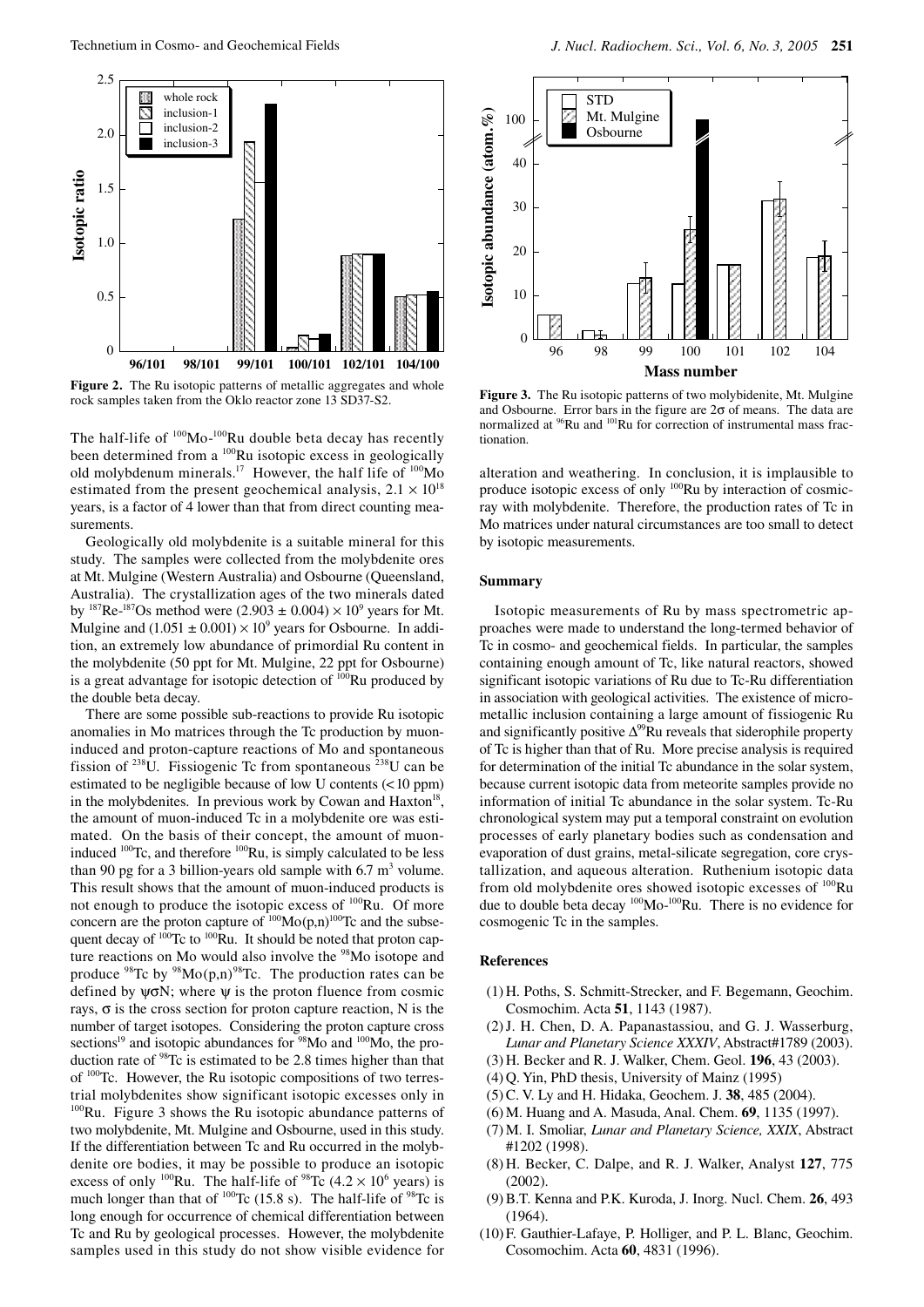**Figure 2.** The Ru isotopic patterns of metallic aggregates and whole rock samples taken from the Oklo reactor zone 13 SD37-S2.

The half-life of $^{100}Mo$-$^{100}Ru$ double beta decay has recently been determined from a $^{100}Ru$ isotopic excess in geologically old molybdenum minerals.[17] However, the half life of $^{100}Mo$ estimated from the present geochemical analysis, $2.1 \times 10^{18}$ years, is a factor of 4 lower than that from direct counting measurements.

Geologically old molybdenite is a suitable mineral for this study. The samples were collected from the molybdenite ores at Mt. Mulgine (Western Australia) and Osbourne (Queensland, Australia). The crystallization ages of the two minerals dated by $^{187}Re$-$^{187}Os$ method were $(2.903 \pm 0.004) \times 10^9$ years for Mt. Mulgine and $(1.051 \pm 0.001) \times 10^9$ years for Osbourne. In addition, an extremely low abundance of primordial Ru content in the molybdenite (50 ppt for Mt. Mulgine, 22 ppt for Osbourne) is a great advantage for isotopic detection of $^{100}Ru$ produced by the double beta decay.

There are some possible sub-reactions to provide Ru isotopic anomalies in Mo matrices through the Tc production by muon-induced and proton-capture reactions of Mo and spontaneous fission of $^{238}U$. Fissiogenic Tc from spontaneous $^{238}U$ can be estimated to be negligible because of low U contents (< 10 ppm) in the molybdenites. In previous work by Cowan and Haxton[18], the amount of muon-induced Tc in a molybdenite ore was estimated. On the basis of their concept, the amount of muon-induced $^{100}Tc$, and therefore $^{100}Ru$, is simply calculated to be less than 90 pg for a 3 billion-years old sample with 6.7 $m^3$ volume. This result shows that the amount of muon-induced products is not enough to produce the isotopic excess of $^{100}Ru$. Of more concern are the proton capture of $^{100}Mo(p,n)^{100}Tc$ and the subsequent decay of $^{100}Tc$ to $^{100}Ru$. It should be noted that proton capture reactions on Mo would also involve the $^{98}Mo$ isotope and produce $^{98}Tc$ by $^{98}Mo(p,n)^{98}Tc$. The production rates can be defined by $\psi\sigma N$; where $\psi$ is the proton fluence from cosmic rays, $\sigma$ is the cross section for proton capture reaction, N is the number of target isotopes. Considering the proton capture cross sections[19] and isotopic abundances for $^{98}Mo$ and $^{100}Mo$, the production rate of $^{98}Tc$ is estimated to be 2.8 times higher than that of $^{100}Tc$. However, the Ru isotopic compositions of two terrestrial molybdenites show significant isotopic excesses only in $^{100}Ru$. Figure 3 shows the Ru isotopic abundance patterns of two molybdenite, Mt. Mulgine and Osbourne, used in this study. If the differentiation between Tc and Ru occurred in the molybdenite ore bodies, it may be possible to produce an isotopic excess of only $^{100}Ru$. The half-life of $^{98}Tc$ ($4.2 \times 10^6$ years) is much longer than that of $^{100}Tc$ (15.8 s). The half-life of $^{98}Tc$ is long enough for occurrence of chemical differentiation between Tc and Ru by geological processes. However, the molybdenite samples used in this study do not show visible evidence for alteration and weathering. In conclusion, it is implausible to produce isotopic excess of only $^{100}Ru$ by interaction of cosmic-ray with molybdenite. Therefore, the production rates of Tc in Mo matrices under natural circumstances are too small to detect by isotopic measurements.

**Figure 3.** The Ru isotopic patterns of two molybidenite, Mt. Mulgine and Osbourne. Error bars in the figure are 2σ of means. The data are normalized at $^{96}Ru$ and $^{101}Ru$ for correction of instrumental mass fractionation.

## Summary

Isotopic measurements of Ru by mass spectrometric approaches were made to understand the long-termed behavior of Tc in cosmo- and geochemical fields. In particular, the samples containing enough amount of Tc, like natural reactors, showed significant isotopic variations of Ru due to Tc-Ru differentiation in association with geological activities. The existence of micro-metallic inclusion containing a large amount of fissiogenic Ru and significantly positive $\Delta^{99}Ru$ reveals that siderophile property of Tc is higher than that of Ru. More precise analysis is required for determination of the initial Tc abundance in the solar system, because current isotopic data from meteorite samples provide no information of initial Tc abundance in the solar system. Tc-Ru chronological system may put a temporal constraint on evolution processes of early planetary bodies such as condensation and evaporation of dust grains, metal-silicate segregation, core crystallization, and aqueous alteration. Ruthenium isotopic data from old molybdenite ores showed isotopic excesses of $^{100}Ru$ due to double beta decay $^{100}Mo$-$^{100}Ru$. There is no evidence for cosmogenic Tc in the samples.

## References

(1) H. Poths, S. Schmitt-Strecker, and F. Begemann, Geochim. Cosmochim. Acta **51**, 1143 (1987).

(2) J. H. Chen, D. A. Papanastassiou, and G. J. Wasserburg, *Lunar and Planetary Science XXXIV*, Abstract#1789 (2003).

(3) H. Becker and R. J. Walker, Chem. Geol. **196**, 43 (2003).

(4) Q. Yin, PhD thesis, University of Mainz (1995)

(5) C. V. Ly and H. Hidaka, Geochem. J. **38**, 485 (2004).

(6) M. Huang and A. Masuda, Anal. Chem. **69**, 1135 (1997).

(7) M. I. Smoliar, *Lunar and Planetary Science, XXIX*, Abstract #1202 (1998).

(8) H. Becker, C. Dalpe, and R. J. Walker, Analyst **127**, 775 (2002).

(9) B.T. Kenna and P.K. Kuroda, J. Inorg. Nucl. Chem. **26**, 493 (1964).

(10) F. Gauthier-Lafaye, P. Holliger, and P. L. Blanc, Geochim. Cosomochim. Acta **60**, 4831 (1996).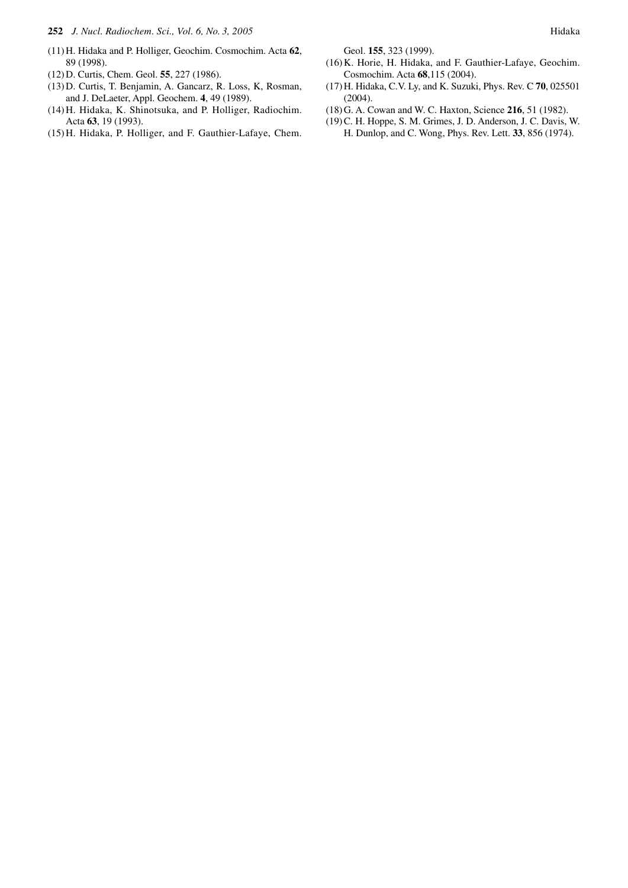(11) H. Hidaka and P. Holliger, Geochim. Cosmochim. Acta **62**, 89 (1998).

(12) D. Curtis, Chem. Geol. **55**, 227 (1986).

(13) D. Curtis, T. Benjamin, A. Gancarz, R. Loss, K, Rosman, and J. DeLaeter, Appl. Geochem. **4**, 49 (1989).

(14) H. Hidaka, K. Shinotsuka, and P. Holliger, Radiochim. Acta **63**, 19 (1993).

(15) H. Hidaka, P. Holliger, and F. Gauthier-Lafaye, Chem. Geol. **155**, 323 (1999).

(16) K. Horie, H. Hidaka, and F. Gauthier-Lafaye, Geochim. Cosmochim. Acta **68**,115 (2004).

(17) H. Hidaka, C.V. Ly, and K. Suzuki, Phys. Rev. C **70**, 025501 (2004).

(18) G. A. Cowan and W. C. Haxton, Science **216**, 51 (1982).

(19) C. H. Hoppe, S. M. Grimes, J. D. Anderson, J. C. Davis, W. H. Dunlop, and C. Wong, Phys. Rev. Lett. **33**, 856 (1974).